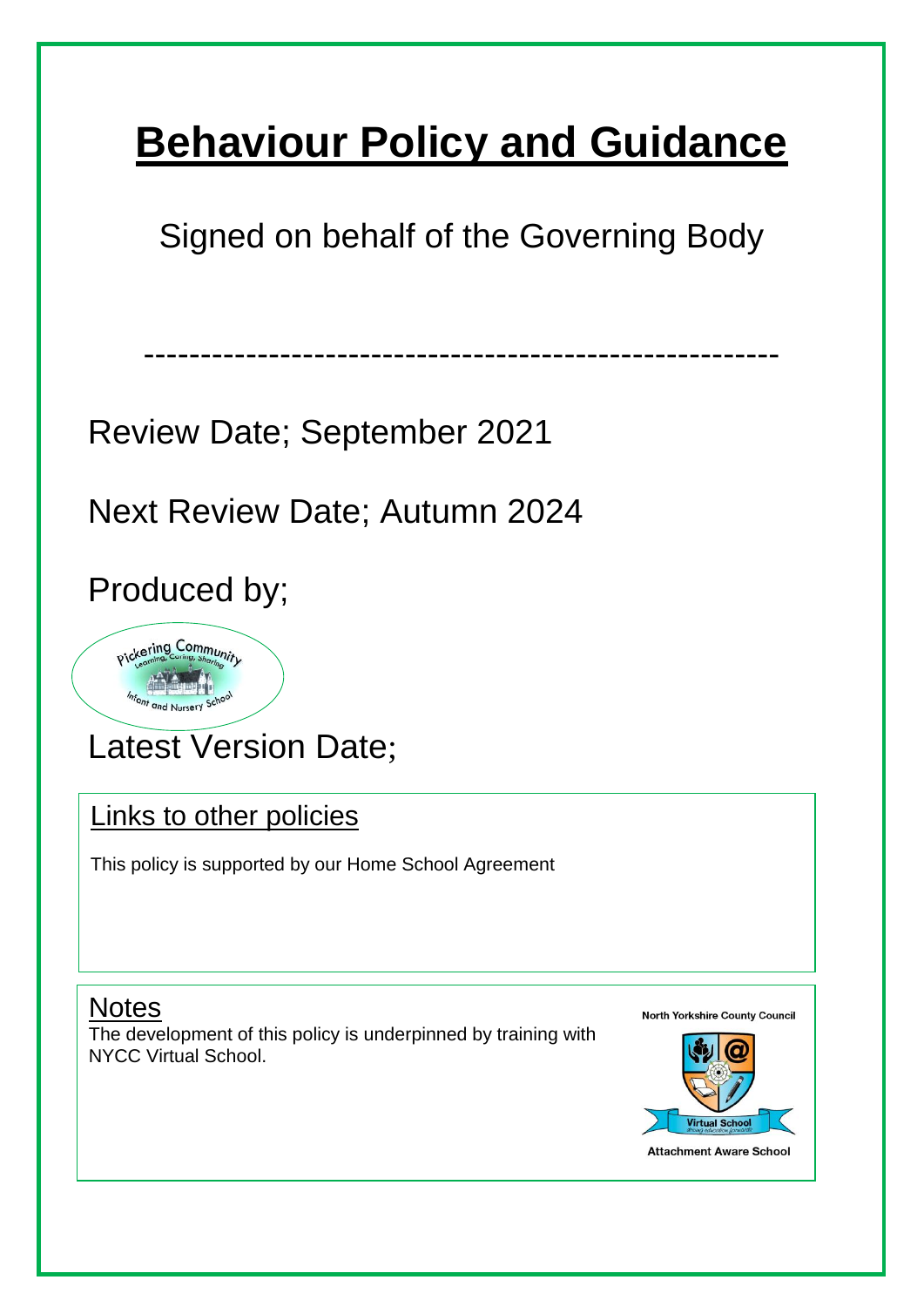# Behaviour Policy and Guidance

Signed on behalf of the Governing Body

-----------------------------------------------------

Review Date; September 2021

Next Review Date; Autumn 2024

Produced by;

Latest Version Date;

## Links to other policies

This policy is supported by our Home School Agreement

## Notes

The development of this policy is underpinned by training with NYCC Virtual School.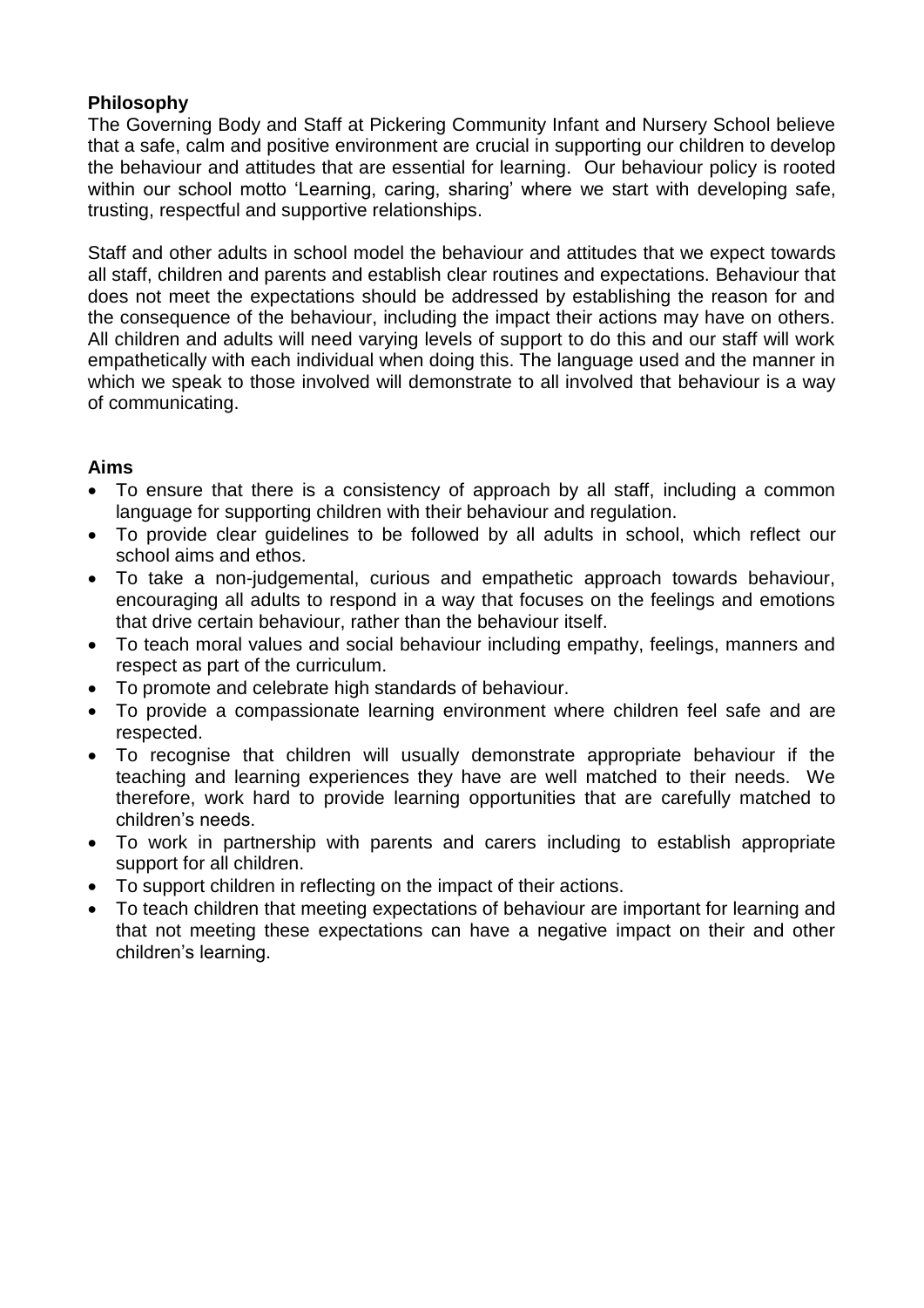**Philosophy**

The Governing Body and Staff at Pickering Community Infant and Nursery School believe that a safe, calm and positive environment are crucial in supporting our children to develop the behaviour and attitudes that are essential for learning. Our behaviour policy is rooted within our school motto 'Learning, caring, sharing' where we start with developing safe, trusting, respectful and supportive relationships.

Staff and other adults in school model the behaviour and attitudes that we expect towards all staff, children and parents and establish clear routines and expectations. Behaviour that does not meet the expectations should be addressed by establishing the reason for and the consequence of the behaviour, including the impact their actions may have on others. All children and adults will need varying levels of support to do this and our staff will work empathetically with each individual when doing this. The language used and the manner in which we speak to those involved will demonstrate to all involved that behaviour is a way of communicating.

**Aims**

- To ensure that there is a consistency of approach by all staff, including a common language for supporting children with their behaviour and regulation.
- To provide clear guidelines to be followed by all adults in school, which reflect our school aims and ethos.
- To take a non-judgemental, curious and empathetic approach towards behaviour, encouraging all adults to respond in a way that focuses on the feelings and emotions that drive certain behaviour, rather than the behaviour itself.
- To teach moral values and social behaviour including empathy, feelings, manners and respect as part of the curriculum.
- To promote and celebrate high standards of behaviour.
- To provide a compassionate learning environment where children feel safe and are respected.
- To recognise that children will usually demonstrate appropriate behaviour if the teaching and learning experiences they have are well matched to their needs. We therefore, work hard to provide learning opportunities that are carefully matched to children's needs.
- To work in partnership with parents and carers including to establish appropriate support for all children.
- To support children in reflecting on the impact of their actions.
- To teach children that meeting expectations of behaviour are important for learning and that not meeting these expectations can have a negative impact on their and other children's learning.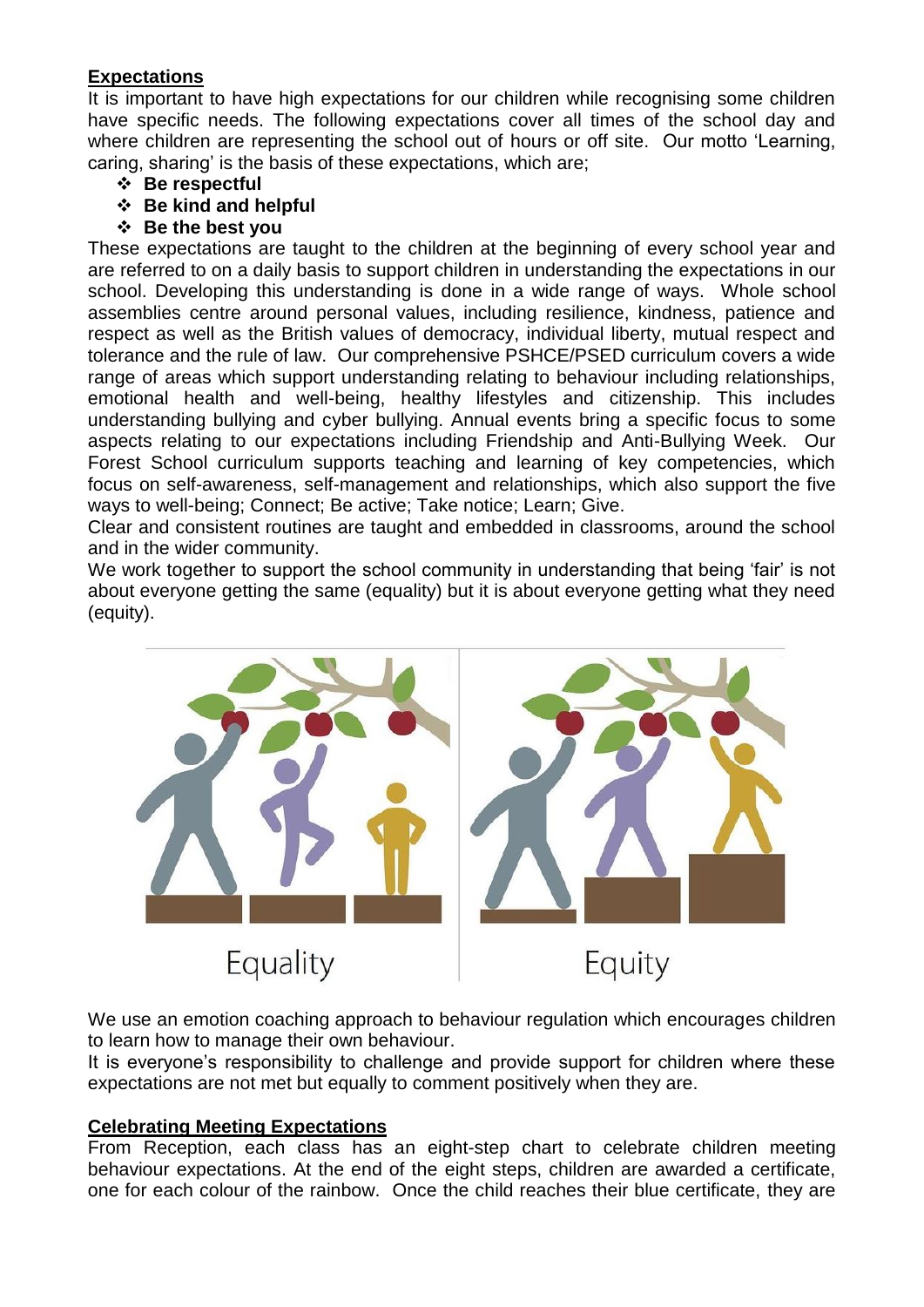**Expectations**

It is important to have high expectations for our children while recognising some children have specific needs. The following expectations cover all times of the school day and where children are representing the school out of hours or off site. Our motto 'Learning, caring, sharing' is the basis of these expectations, which are;

- **Be respectful**
- **Be kind and helpful**
- **Be the best you**

These expectations are taught to the children at the beginning of every school year and are referred to on a daily basis to support children in understanding the expectations in our school. Developing this understanding is done in a wide range of ways. Whole school assemblies centre around personal values, including resilience, kindness, patience and respect as well as the British values of democracy, individual liberty, mutual respect and tolerance and the rule of law. Our comprehensive PSHCE/PSED curriculum covers a wide range of areas which support understanding relating to behaviour including relationships, emotional health and well-being, healthy lifestyles and citizenship. This includes understanding bullying and cyber bullying. Annual events bring a specific focus to some aspects relating to our expectations including Friendship and Anti-Bullying Week. Our Forest School curriculum supports teaching and learning of key competencies, which focus on self-awareness, self-management and relationships, which also support the five ways to well-being; Connect; Be active; Take notice; Learn; Give.

Clear and consistent routines are taught and embedded in classrooms, around the school and in the wider community.

We work together to support the school community in understanding that being 'fair' is not about everyone getting the same (equality) but it is about everyone getting what they need (equity).

Equality    Equity

We use an emotion coaching approach to behaviour regulation which encourages children to learn how to manage their own behaviour.

It is everyone's responsibility to challenge and provide support for children where these expectations are not met but equally to comment positively when they are.

**Celebrating Meeting Expectations**

From Reception, each class has an eight-step chart to celebrate children meeting behaviour expectations. At the end of the eight steps, children are awarded a certificate, one for each colour of the rainbow. Once the child reaches their blue certificate, they are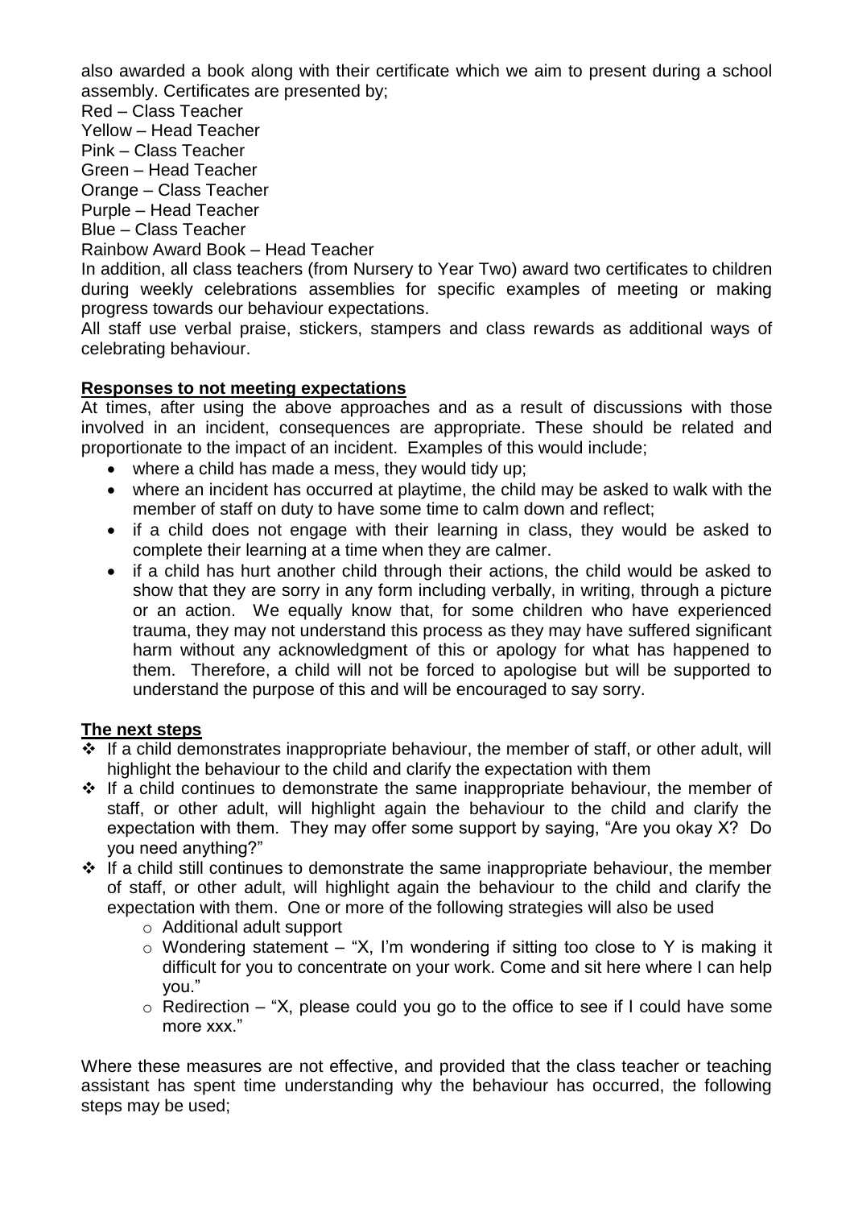also awarded a book along with their certificate which we aim to present during a school assembly. Certificates are presented by;

Red – Class Teacher
Yellow – Head Teacher
Pink – Class Teacher
Green – Head Teacher
Orange – Class Teacher
Purple – Head Teacher
Blue – Class Teacher
Rainbow Award Book – Head Teacher

In addition, all class teachers (from Nursery to Year Two) award two certificates to children during weekly celebrations assemblies for specific examples of meeting or making progress towards our behaviour expectations.

All staff use verbal praise, stickers, stampers and class rewards as additional ways of celebrating behaviour.

**Responses to not meeting expectations**

At times, after using the above approaches and as a result of discussions with those involved in an incident, consequences are appropriate. These should be related and proportionate to the impact of an incident. Examples of this would include;

- where a child has made a mess, they would tidy up;
- where an incident has occurred at playtime, the child may be asked to walk with the member of staff on duty to have some time to calm down and reflect;
- if a child does not engage with their learning in class, they would be asked to complete their learning at a time when they are calmer.
- if a child has hurt another child through their actions, the child would be asked to show that they are sorry in any form including verbally, in writing, through a picture or an action. We equally know that, for some children who have experienced trauma, they may not understand this process as they may have suffered significant harm without any acknowledgment of this or apology for what has happened to them. Therefore, a child will not be forced to apologise but will be supported to understand the purpose of this and will be encouraged to say sorry.

**The next steps**

- If a child demonstrates inappropriate behaviour, the member of staff, or other adult, will highlight the behaviour to the child and clarify the expectation with them
- If a child continues to demonstrate the same inappropriate behaviour, the member of staff, or other adult, will highlight again the behaviour to the child and clarify the expectation with them. They may offer some support by saying, "Are you okay X? Do you need anything?"
- If a child still continues to demonstrate the same inappropriate behaviour, the member of staff, or other adult, will highlight again the behaviour to the child and clarify the expectation with them. One or more of the following strategies will also be used
  - Additional adult support
  - Wondering statement – "X, I'm wondering if sitting too close to Y is making it difficult for you to concentrate on your work. Come and sit here where I can help you."
  - Redirection – "X, please could you go to the office to see if I could have some more xxx."

Where these measures are not effective, and provided that the class teacher or teaching assistant has spent time understanding why the behaviour has occurred, the following steps may be used;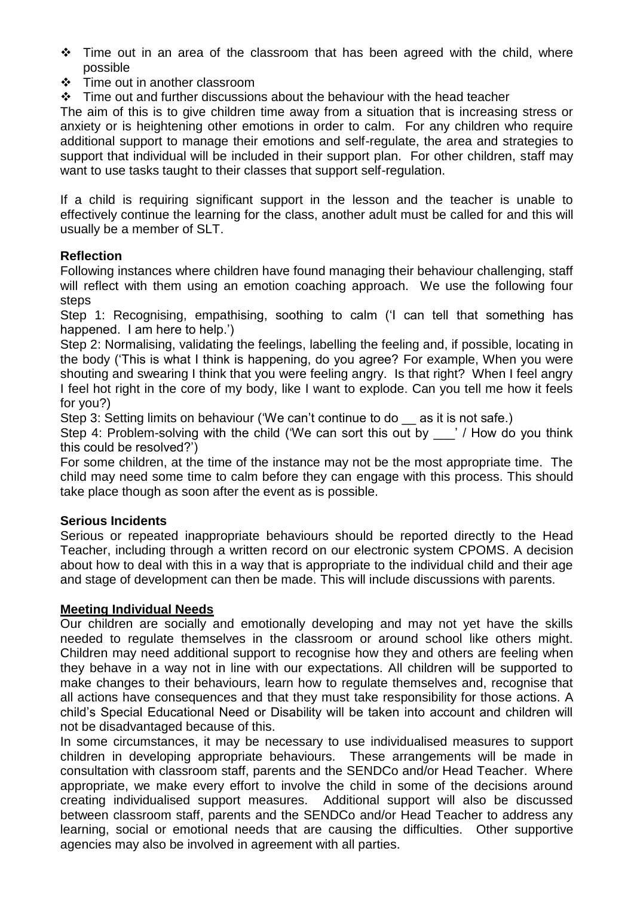- Time out in an area of the classroom that has been agreed with the child, where possible
- Time out in another classroom
- Time out and further discussions about the behaviour with the head teacher

The aim of this is to give children time away from a situation that is increasing stress or anxiety or is heightening other emotions in order to calm. For any children who require additional support to manage their emotions and self-regulate, the area and strategies to support that individual will be included in their support plan. For other children, staff may want to use tasks taught to their classes that support self-regulation.

If a child is requiring significant support in the lesson and the teacher is unable to effectively continue the learning for the class, another adult must be called for and this will usually be a member of SLT.

**Reflection**

Following instances where children have found managing their behaviour challenging, staff will reflect with them using an emotion coaching approach. We use the following four steps

Step 1: Recognising, empathising, soothing to calm ('I can tell that something has happened. I am here to help.')

Step 2: Normalising, validating the feelings, labelling the feeling and, if possible, locating in the body ('This is what I think is happening, do you agree? For example, When you were shouting and swearing I think that you were feeling angry. Is that right? When I feel angry I feel hot right in the core of my body, like I want to explode. Can you tell me how it feels for you?)

Step 3: Setting limits on behaviour ('We can't continue to do __ as it is not safe.)

Step 4: Problem-solving with the child ('We can sort this out by ___' / How do you think this could be resolved?')

For some children, at the time of the instance may not be the most appropriate time. The child may need some time to calm before they can engage with this process. This should take place though as soon after the event as is possible.

**Serious Incidents**

Serious or repeated inappropriate behaviours should be reported directly to the Head Teacher, including through a written record on our electronic system CPOMS. A decision about how to deal with this in a way that is appropriate to the individual child and their age and stage of development can then be made. This will include discussions with parents.

**Meeting Individual Needs**

Our children are socially and emotionally developing and may not yet have the skills needed to regulate themselves in the classroom or around school like others might. Children may need additional support to recognise how they and others are feeling when they behave in a way not in line with our expectations. All children will be supported to make changes to their behaviours, learn how to regulate themselves and, recognise that all actions have consequences and that they must take responsibility for those actions. A child's Special Educational Need or Disability will be taken into account and children will not be disadvantaged because of this.

In some circumstances, it may be necessary to use individualised measures to support children in developing appropriate behaviours. These arrangements will be made in consultation with classroom staff, parents and the SENDCo and/or Head Teacher. Where appropriate, we make every effort to involve the child in some of the decisions around creating individualised support measures. Additional support will also be discussed between classroom staff, parents and the SENDCo and/or Head Teacher to address any learning, social or emotional needs that are causing the difficulties. Other supportive agencies may also be involved in agreement with all parties.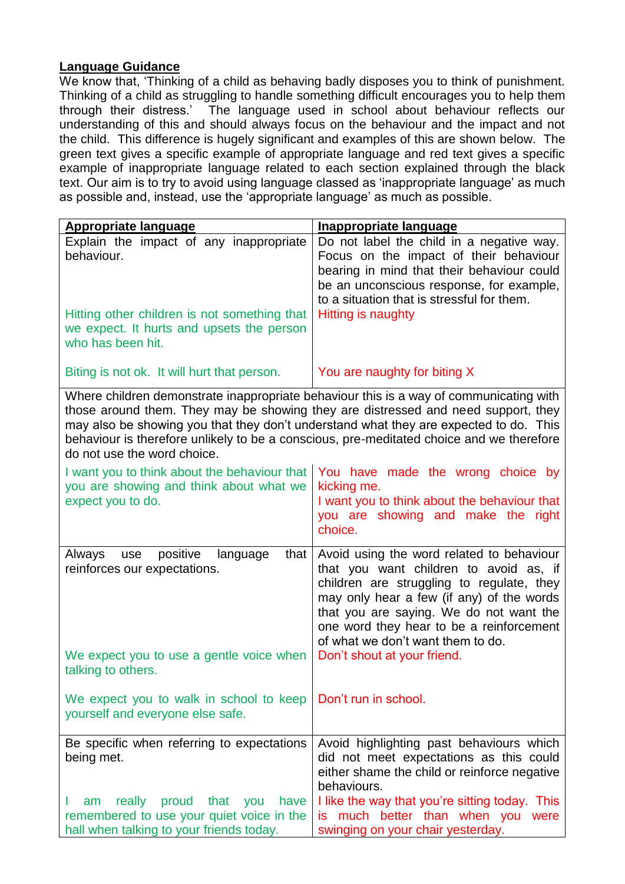**Language Guidance**

We know that, 'Thinking of a child as behaving badly disposes you to think of punishment. Thinking of a child as struggling to handle something difficult encourages you to help them through their distress.' The language used in school about behaviour reflects our understanding of this and should always focus on the behaviour and the impact and not the child. This difference is hugely significant and examples of this are shown below. The green text gives a specific example of appropriate language and red text gives a specific example of inappropriate language related to each section explained through the black text. Our aim is to try to avoid using language classed as 'inappropriate language' as much as possible and, instead, use the 'appropriate language' as much as possible.

| **Appropriate language** | **Inappropriate language** |
|---|---|
| Explain the impact of any inappropriate behaviour. | Do not label the child in a negative way. Focus on the impact of their behaviour bearing in mind that their behaviour could be an unconscious response, for example, to a situation that is stressful for them. |
| Hitting other children is not something that we expect. It hurts and upsets the person who has been hit. | Hitting is naughty |
| Biting is not ok. It will hurt that person. | You are naughty for biting X |
| Where children demonstrate inappropriate behaviour this is a way of communicating with those around them. They may be showing they are distressed and need support, they may also be showing you that they don't understand what they are expected to do. This behaviour is therefore unlikely to be a conscious, pre-meditated choice and we therefore do not use the word choice. | |
| I want you to think about the behaviour that you are showing and think about what we expect you to do. | You have made the wrong choice by kicking me.<br>I want you to think about the behaviour that you are showing and make the right choice. |
| Always use positive language that reinforces our expectations. | Avoid using the word related to behaviour that you want children to avoid as, if children are struggling to regulate, they may only hear a few (if any) of the words that you are saying. We do not want the one word they hear to be a reinforcement of what we don't want them to do. |
| We expect you to use a gentle voice when talking to others. | Don't shout at your friend. |
| We expect you to walk in school to keep yourself and everyone else safe. | Don't run in school. |
| Be specific when referring to expectations being met. | Avoid highlighting past behaviours which did not meet expectations as this could either shame the child or reinforce negative behaviours. |
| I am really proud that you have remembered to use your quiet voice in the hall when talking to your friends today. | I like the way that you're sitting today. This is much better than when you were swinging on your chair yesterday. |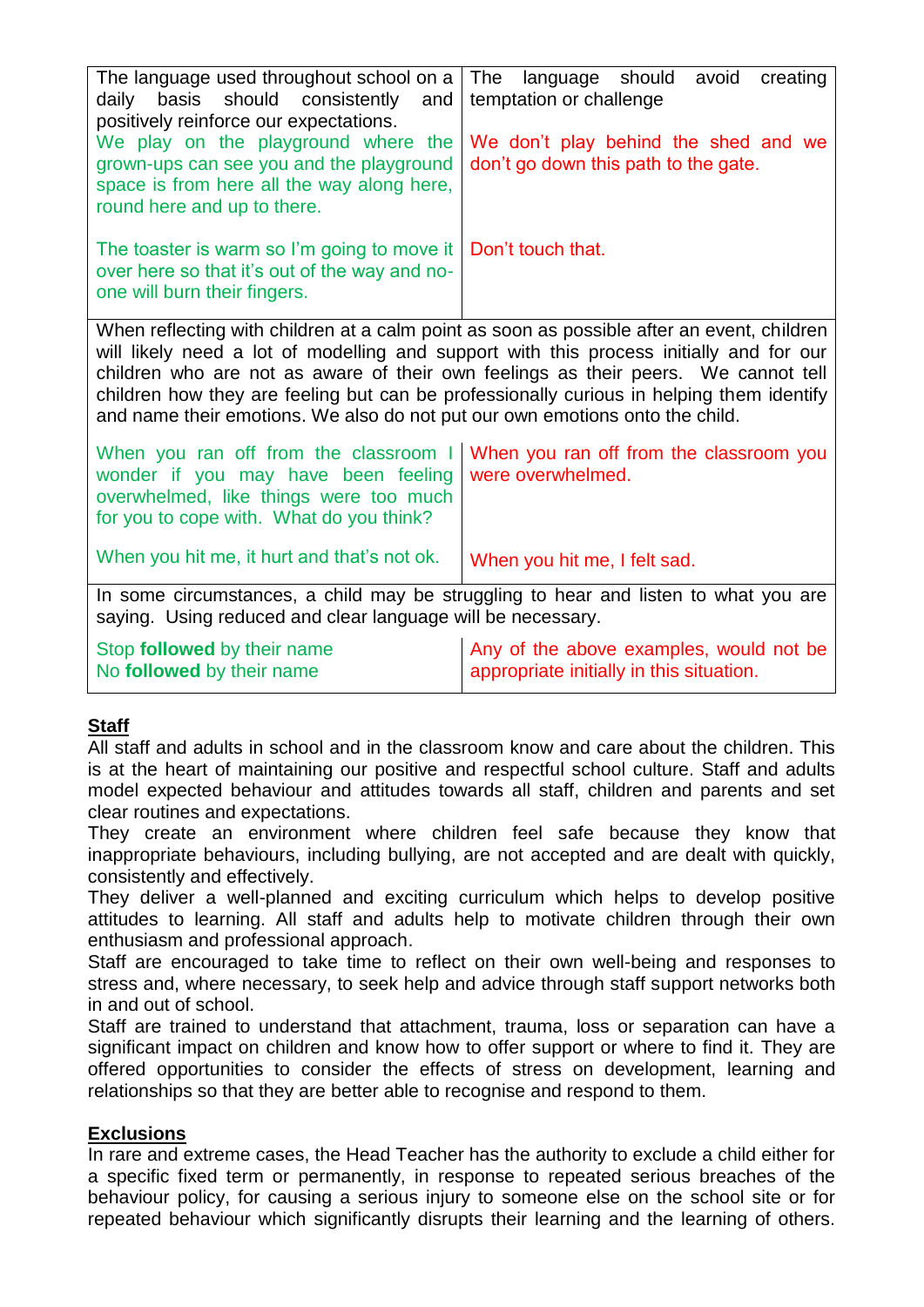| The language used throughout school on a daily basis should consistently and positively reinforce our expectations. | The language should avoid creating temptation or challenge |
|---|---|
| We play on the playground where the grown-ups can see you and the playground space is from here all the way along here, round here and up to there. | We don't play behind the shed and we don't go down this path to the gate. |
| The toaster is warm so I'm going to move it over here so that it's out of the way and no-one will burn their fingers. | Don't touch that. |
| When reflecting with children at a calm point as soon as possible after an event, children will likely need a lot of modelling and support with this process initially and for our children who are not as aware of their own feelings as their peers. We cannot tell children how they are feeling but can be professionally curious in helping them identify and name their emotions. We also do not put our own emotions onto the child. | |
| When you ran off from the classroom I wonder if you may have been feeling overwhelmed, like things were too much for you to cope with. What do you think? | When you ran off from the classroom you were overwhelmed. |
| When you hit me, it hurt and that's not ok. | When you hit me, I felt sad. |
| In some circumstances, a child may be struggling to hear and listen to what you are saying. Using reduced and clear language will be necessary. | |
| Stop **followed** by their name<br>No **followed** by their name | Any of the above examples, would not be appropriate initially in this situation. |

## Staff

All staff and adults in school and in the classroom know and care about the children. This is at the heart of maintaining our positive and respectful school culture. Staff and adults model expected behaviour and attitudes towards all staff, children and parents and set clear routines and expectations.

They create an environment where children feel safe because they know that inappropriate behaviours, including bullying, are not accepted and are dealt with quickly, consistently and effectively.

They deliver a well-planned and exciting curriculum which helps to develop positive attitudes to learning. All staff and adults help to motivate children through their own enthusiasm and professional approach.

Staff are encouraged to take time to reflect on their own well-being and responses to stress and, where necessary, to seek help and advice through staff support networks both in and out of school.

Staff are trained to understand that attachment, trauma, loss or separation can have a significant impact on children and know how to offer support or where to find it. They are offered opportunities to consider the effects of stress on development, learning and relationships so that they are better able to recognise and respond to them.

## Exclusions

In rare and extreme cases, the Head Teacher has the authority to exclude a child either for a specific fixed term or permanently, in response to repeated serious breaches of the behaviour policy, for causing a serious injury to someone else on the school site or for repeated behaviour which significantly disrupts their learning and the learning of others.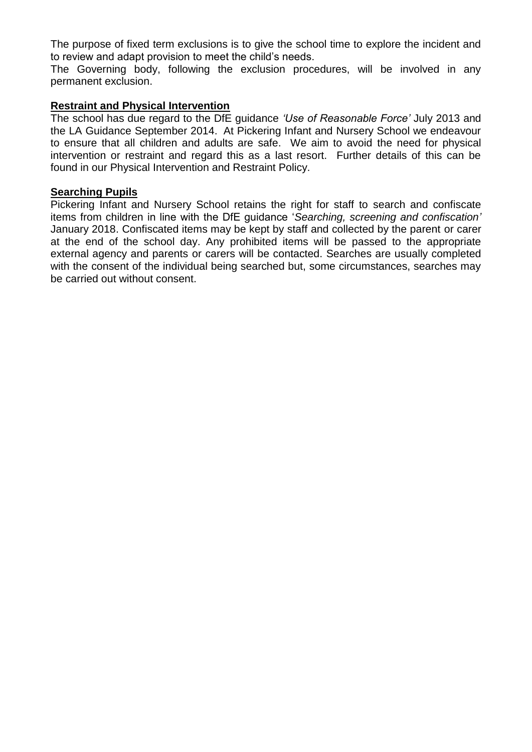The purpose of fixed term exclusions is to give the school time to explore the incident and to review and adapt provision to meet the child's needs.

The Governing body, following the exclusion procedures, will be involved in any permanent exclusion.

**Restraint and Physical Intervention**

The school has due regard to the DfE guidance *'Use of Reasonable Force'* July 2013 and the LA Guidance September 2014. At Pickering Infant and Nursery School we endeavour to ensure that all children and adults are safe. We aim to avoid the need for physical intervention or restraint and regard this as a last resort. Further details of this can be found in our Physical Intervention and Restraint Policy.

**Searching Pupils**

Pickering Infant and Nursery School retains the right for staff to search and confiscate items from children in line with the DfE guidance '*Searching, screening and confiscation'* January 2018. Confiscated items may be kept by staff and collected by the parent or carer at the end of the school day. Any prohibited items will be passed to the appropriate external agency and parents or carers will be contacted. Searches are usually completed with the consent of the individual being searched but, some circumstances, searches may be carried out without consent.